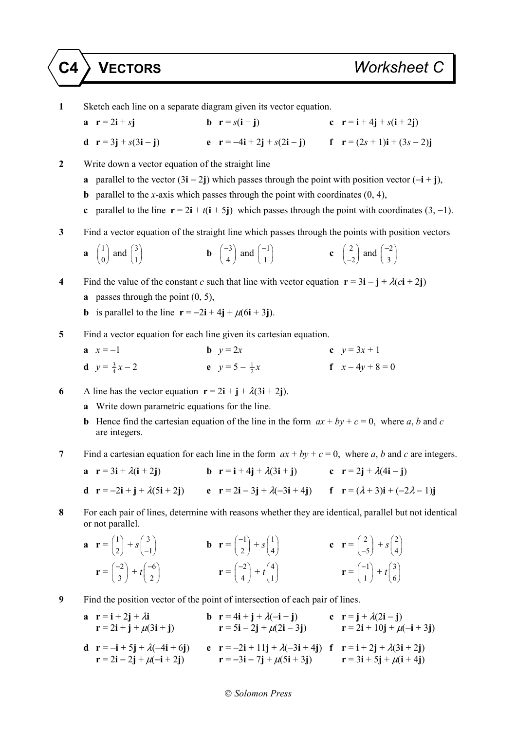# C4 VECTORS — Worksheet C

**1** Sketch each line on a separate diagram given its vector equation.

**a** $\mathbf{r} = 2\mathbf{i} + s\mathbf{j}$ **b** $\mathbf{r} = s(\mathbf{i} + \mathbf{j})$ **c** $\mathbf{r} = \mathbf{i} + 4\mathbf{j} + s(\mathbf{i} + 2\mathbf{j})$

**d** $\mathbf{r} = 3\mathbf{j} + s(3\mathbf{i} - \mathbf{j})$ **e** $\mathbf{r} = -4\mathbf{i} + 2\mathbf{j} + s(2\mathbf{i} - \mathbf{j})$ **f** $\mathbf{r} = (2s + 1)\mathbf{i} + (3s - 2)\mathbf{j}$

**2** Write down a vector equation of the straight line

**a** parallel to the vector $(3\mathbf{i} - 2\mathbf{j})$ which passes through the point with position vector $(-\mathbf{i} + \mathbf{j})$,

**b** parallel to the $x$-axis which passes through the point with coordinates $(0, 4)$,

**c** parallel to the line $\mathbf{r} = 2\mathbf{i} + t(\mathbf{i} + 5\mathbf{j})$ which passes through the point with coordinates $(3, -1)$.

**3** Find a vector equation of the straight line which passes through the points with position vectors

**a** $\begin{pmatrix} 1 \\ 0 \end{pmatrix}$ and $\begin{pmatrix} 3 \\ 1 \end{pmatrix}$ **b** $\begin{pmatrix} -3 \\ 4 \end{pmatrix}$ and $\begin{pmatrix} -1 \\ 1 \end{pmatrix}$ **c** $\begin{pmatrix} 2 \\ -2 \end{pmatrix}$ and $\begin{pmatrix} -2 \\ 3 \end{pmatrix}$

**4** Find the value of the constant $c$ such that line with vector equation $\mathbf{r} = 3\mathbf{i} - \mathbf{j} + \lambda(c\mathbf{i} + 2\mathbf{j})$

**a** passes through the point $(0, 5)$,

**b** is parallel to the line $\mathbf{r} = -2\mathbf{i} + 4\mathbf{j} + \mu(6\mathbf{i} + 3\mathbf{j})$.

**5** Find a vector equation for each line given its cartesian equation.

**a** $x = -1$ **b** $y = 2x$ **c** $y = 3x + 1$

**d** $y = \frac{3}{4}x - 2$ **e** $y = 5 - \frac{1}{2}x$ **f** $x - 4y + 8 = 0$

**6** A line has the vector equation $\mathbf{r} = 2\mathbf{i} + \mathbf{j} + \lambda(3\mathbf{i} + 2\mathbf{j})$.

**a** Write down parametric equations for the line.

**b** Hence find the cartesian equation of the line in the form $ax + by + c = 0$, where $a$, $b$ and $c$ are integers.

**7** Find a cartesian equation for each line in the form $ax + by + c = 0$, where $a$, $b$ and $c$ are integers.

**a** $\mathbf{r} = 3\mathbf{i} + \lambda(\mathbf{i} + 2\mathbf{j})$ **b** $\mathbf{r} = \mathbf{i} + 4\mathbf{j} + \lambda(3\mathbf{i} + \mathbf{j})$ **c** $\mathbf{r} = 2\mathbf{j} + \lambda(4\mathbf{i} - \mathbf{j})$

**d** $\mathbf{r} = -2\mathbf{i} + \mathbf{j} + \lambda(5\mathbf{i} + 2\mathbf{j})$ **e** $\mathbf{r} = 2\mathbf{i} - 3\mathbf{j} + \lambda(-3\mathbf{i} + 4\mathbf{j})$ **f** $\mathbf{r} = (\lambda + 3)\mathbf{i} + (-2\lambda - 1)\mathbf{j}$

**8** For each pair of lines, determine with reasons whether they are identical, parallel but not identical or not parallel.

**a** $\mathbf{r} = \begin{pmatrix} 1 \\ 2 \end{pmatrix} + s\begin{pmatrix} 3 \\ -1 \end{pmatrix}$, $\mathbf{r} = \begin{pmatrix} -2 \\ 3 \end{pmatrix} + t\begin{pmatrix} -6 \\ 2 \end{pmatrix}$

**b** $\mathbf{r} = \begin{pmatrix} -1 \\ 2 \end{pmatrix} + s\begin{pmatrix} 1 \\ 4 \end{pmatrix}$, $\mathbf{r} = \begin{pmatrix} -2 \\ 4 \end{pmatrix} + t\begin{pmatrix} 4 \\ 1 \end{pmatrix}$

**c** $\mathbf{r} = \begin{pmatrix} 2 \\ -5 \end{pmatrix} + s\begin{pmatrix} 2 \\ 4 \end{pmatrix}$, $\mathbf{r} = \begin{pmatrix} -1 \\ 1 \end{pmatrix} + t\begin{pmatrix} 3 \\ 6 \end{pmatrix}$

**9** Find the position vector of the point of intersection of each pair of lines.

**a** $\mathbf{r} = \mathbf{i} + 2\mathbf{j} + \lambda\mathbf{i}$
$\mathbf{r} = 2\mathbf{i} + \mathbf{j} + \mu(3\mathbf{i} + \mathbf{j})$

**b** $\mathbf{r} = 4\mathbf{i} + \mathbf{j} + \lambda(-\mathbf{i} + \mathbf{j})$
$\mathbf{r} = 5\mathbf{i} - 2\mathbf{j} + \mu(2\mathbf{i} - 3\mathbf{j})$

**c** $\mathbf{r} = \mathbf{j} + \lambda(2\mathbf{i} - \mathbf{j})$
$\mathbf{r} = 2\mathbf{i} + 10\mathbf{j} + \mu(-\mathbf{i} + 3\mathbf{j})$

**d** $\mathbf{r} = -\mathbf{i} + 5\mathbf{j} + \lambda(-4\mathbf{i} + 6\mathbf{j})$
$\mathbf{r} = 2\mathbf{i} - 2\mathbf{j} + \mu(-\mathbf{i} + 2\mathbf{j})$

**e** $\mathbf{r} = -2\mathbf{i} + 11\mathbf{j} + \lambda(-3\mathbf{i} + 4\mathbf{j})$
$\mathbf{r} = -3\mathbf{i} - 7\mathbf{j} + \mu(5\mathbf{i} + 3\mathbf{j})$

**f** $\mathbf{r} = \mathbf{i} + 2\mathbf{j} + \lambda(3\mathbf{i} + 2\mathbf{j})$
$\mathbf{r} = 3\mathbf{i} + 5\mathbf{j} + \mu(\mathbf{i} + 4\mathbf{j})$

© Solomon Press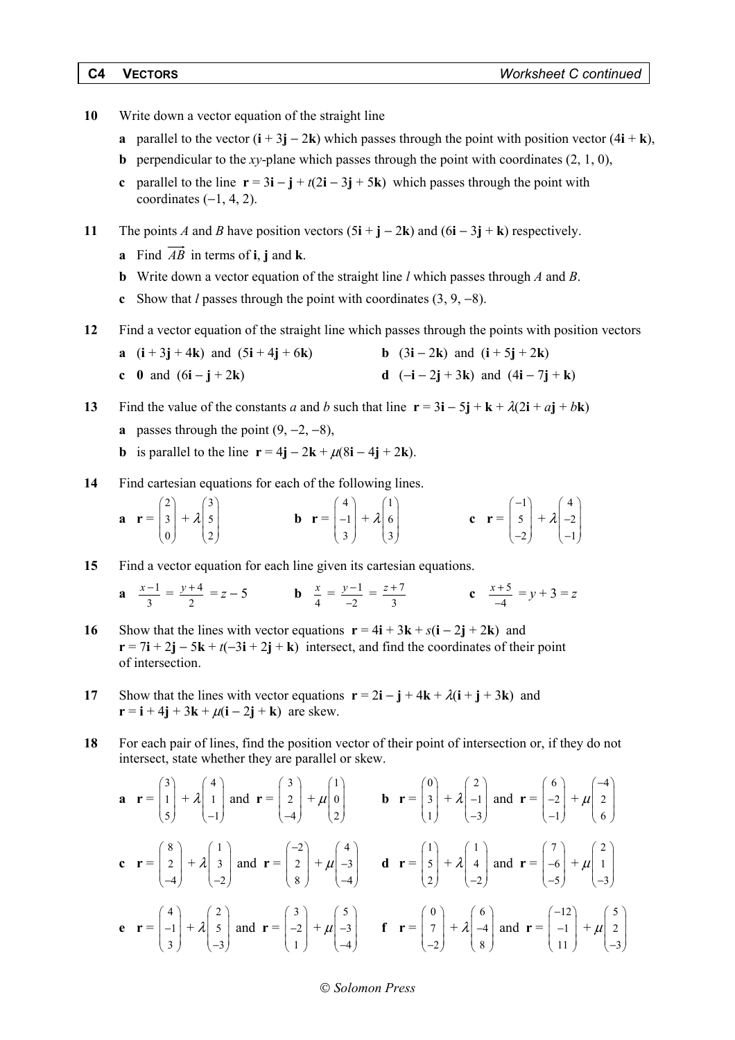**10** Write down a vector equation of the straight line

**a** parallel to the vector $(\mathbf{i} + 3\mathbf{j} - 2\mathbf{k})$ which passes through the point with position vector $(4\mathbf{i} + \mathbf{k})$,

**b** perpendicular to the *xy*-plane which passes through the point with coordinates $(2, 1, 0)$,

**c** parallel to the line $\mathbf{r} = 3\mathbf{i} - \mathbf{j} + t(2\mathbf{i} - 3\mathbf{j} + 5\mathbf{k})$ which passes through the point with coordinates $(-1, 4, 2)$.

**11** The points $A$ and $B$ have position vectors $(5\mathbf{i} + \mathbf{j} - 2\mathbf{k})$ and $(6\mathbf{i} - 3\mathbf{j} + \mathbf{k})$ respectively.

**a** Find $\overrightarrow{AB}$ in terms of $\mathbf{i}$, $\mathbf{j}$ and $\mathbf{k}$.

**b** Write down a vector equation of the straight line $l$ which passes through $A$ and $B$.

**c** Show that $l$ passes through the point with coordinates $(3, 9, -8)$.

**12** Find a vector equation of the straight line which passes through the points with position vectors

**a** $(\mathbf{i} + 3\mathbf{j} + 4\mathbf{k})$ and $(5\mathbf{i} + 4\mathbf{j} + 6\mathbf{k})$

**b** $(3\mathbf{i} - 2\mathbf{k})$ and $(\mathbf{i} + 5\mathbf{j} + 2\mathbf{k})$

**c** $\mathbf{0}$ and $(6\mathbf{i} - \mathbf{j} + 2\mathbf{k})$

**d** $(-\mathbf{i} - 2\mathbf{j} + 3\mathbf{k})$ and $(4\mathbf{i} - 7\mathbf{j} + \mathbf{k})$

**13** Find the value of the constants $a$ and $b$ such that line $\mathbf{r} = 3\mathbf{i} - 5\mathbf{j} + \mathbf{k} + \lambda(2\mathbf{i} + a\mathbf{j} + b\mathbf{k})$

**a** passes through the point $(9, -2, -8)$,

**b** is parallel to the line $\mathbf{r} = 4\mathbf{j} - 2\mathbf{k} + \mu(8\mathbf{i} - 4\mathbf{j} + 2\mathbf{k})$.

**14** Find cartesian equations for each of the following lines.

**a** $\mathbf{r} = \begin{pmatrix} 2 \\ 3 \\ 0 \end{pmatrix} + \lambda \begin{pmatrix} 3 \\ 5 \\ 2 \end{pmatrix}$

**b** $\mathbf{r} = \begin{pmatrix} 4 \\ -1 \\ 3 \end{pmatrix} + \lambda \begin{pmatrix} 1 \\ 6 \\ 3 \end{pmatrix}$

**c** $\mathbf{r} = \begin{pmatrix} -1 \\ 5 \\ -2 \end{pmatrix} + \lambda \begin{pmatrix} 4 \\ -2 \\ -1 \end{pmatrix}$

**15** Find a vector equation for each line given its cartesian equations.

**a** $\dfrac{x-1}{3} = \dfrac{y+4}{2} = z - 5$

**b** $\dfrac{x}{4} = \dfrac{y-1}{-2} = \dfrac{z+7}{3}$

**c** $\dfrac{x+5}{-4} = y + 3 = z$

**16** Show that the lines with vector equations $\mathbf{r} = 4\mathbf{i} + 3\mathbf{k} + s(\mathbf{i} - 2\mathbf{j} + 2\mathbf{k})$ and $\mathbf{r} = 7\mathbf{i} + 2\mathbf{j} - 5\mathbf{k} + t(-3\mathbf{i} + 2\mathbf{j} + \mathbf{k})$ intersect, and find the coordinates of their point of intersection.

**17** Show that the lines with vector equations $\mathbf{r} = 2\mathbf{i} - \mathbf{j} + 4\mathbf{k} + \lambda(\mathbf{i} + \mathbf{j} + 3\mathbf{k})$ and $\mathbf{r} = \mathbf{i} + 4\mathbf{j} + 3\mathbf{k} + \mu(\mathbf{i} - 2\mathbf{j} + \mathbf{k})$ are skew.

**18** For each pair of lines, find the position vector of their point of intersection or, if they do not intersect, state whether they are parallel or skew.

**a** $\mathbf{r} = \begin{pmatrix} 3 \\ 1 \\ 5 \end{pmatrix} + \lambda \begin{pmatrix} 4 \\ 1 \\ -1 \end{pmatrix}$ and $\mathbf{r} = \begin{pmatrix} 3 \\ 2 \\ -4 \end{pmatrix} + \mu \begin{pmatrix} 1 \\ 0 \\ 2 \end{pmatrix}$

**b** $\mathbf{r} = \begin{pmatrix} 0 \\ 3 \\ 1 \end{pmatrix} + \lambda \begin{pmatrix} 2 \\ -1 \\ -3 \end{pmatrix}$ and $\mathbf{r} = \begin{pmatrix} 6 \\ -2 \\ -1 \end{pmatrix} + \mu \begin{pmatrix} -4 \\ 2 \\ 6 \end{pmatrix}$

**c** $\mathbf{r} = \begin{pmatrix} 8 \\ 2 \\ -4 \end{pmatrix} + \lambda \begin{pmatrix} 1 \\ 3 \\ -2 \end{pmatrix}$ and $\mathbf{r} = \begin{pmatrix} -2 \\ 2 \\ 8 \end{pmatrix} + \mu \begin{pmatrix} 4 \\ -3 \\ -4 \end{pmatrix}$

**d** $\mathbf{r} = \begin{pmatrix} 1 \\ 5 \\ 2 \end{pmatrix} + \lambda \begin{pmatrix} 1 \\ 4 \\ -2 \end{pmatrix}$ and $\mathbf{r} = \begin{pmatrix} 7 \\ -6 \\ -5 \end{pmatrix} + \mu \begin{pmatrix} 2 \\ 1 \\ -3 \end{pmatrix}$

**e** $\mathbf{r} = \begin{pmatrix} 4 \\ -1 \\ 3 \end{pmatrix} + \lambda \begin{pmatrix} 2 \\ 5 \\ -3 \end{pmatrix}$ and $\mathbf{r} = \begin{pmatrix} 3 \\ -2 \\ 1 \end{pmatrix} + \mu \begin{pmatrix} 5 \\ -3 \\ -4 \end{pmatrix}$

**f** $\mathbf{r} = \begin{pmatrix} 0 \\ 7 \\ -2 \end{pmatrix} + \lambda \begin{pmatrix} 6 \\ -4 \\ 8 \end{pmatrix}$ and $\mathbf{r} = \begin{pmatrix} -12 \\ -1 \\ 11 \end{pmatrix} + \mu \begin{pmatrix} 5 \\ 2 \\ -3 \end{pmatrix}$